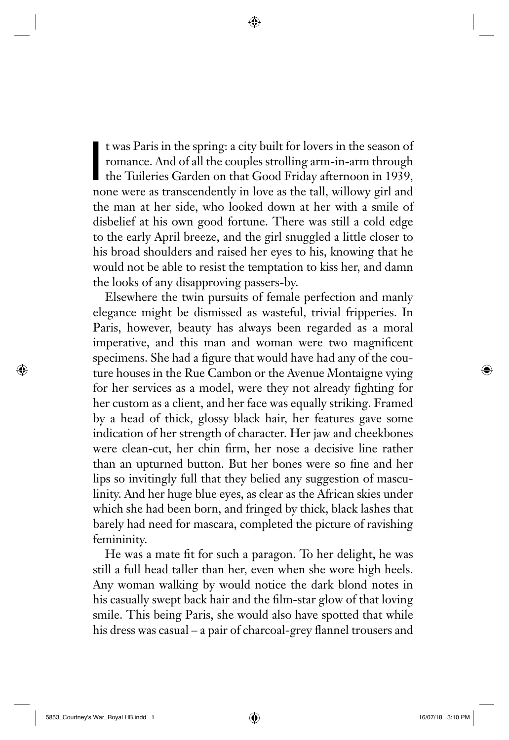It was Paris in the spring: a city built for lovers in the season of romance. And of all the couples strolling arm-in-arm through the Tuileries Garden on that Good Friday afternoon in 1939, none were as transcendently in love as the tall, willowy girl and the man at her side, who looked down at her with a smile of disbelief at his own good fortune. There was still a cold edge to the early April breeze, and the girl snuggled a little closer to his broad shoulders and raised her eyes to his, knowing that he would not be able to resist the temptation to kiss her, and damn the looks of any disapproving passers-by.

Elsewhere the twin pursuits of female perfection and manly elegance might be dismissed as wasteful, trivial fripperies. In Paris, however, beauty has always been regarded as a moral imperative, and this man and woman were two magnificent specimens. She had a figure that would have had any of the couture houses in the Rue Cambon or the Avenue Montaigne vying for her services as a model, were they not already fighting for her custom as a client, and her face was equally striking. Framed by a head of thick, glossy black hair, her features gave some indication of her strength of character. Her jaw and cheekbones were clean-cut, her chin firm, her nose a decisive line rather than an upturned button. But her bones were so fine and her lips so invitingly full that they belied any suggestion of masculinity. And her huge blue eyes, as clear as the African skies under which she had been born, and fringed by thick, black lashes that barely had need for mascara, completed the picture of ravishing femininity.

He was a mate fit for such a paragon. To her delight, he was still a full head taller than her, even when she wore high heels. Any woman walking by would notice the dark blond notes in his casually swept back hair and the film-star glow of that loving smile. This being Paris, she would also have spotted that while his dress was casual – a pair of charcoal-grey flannel trousers and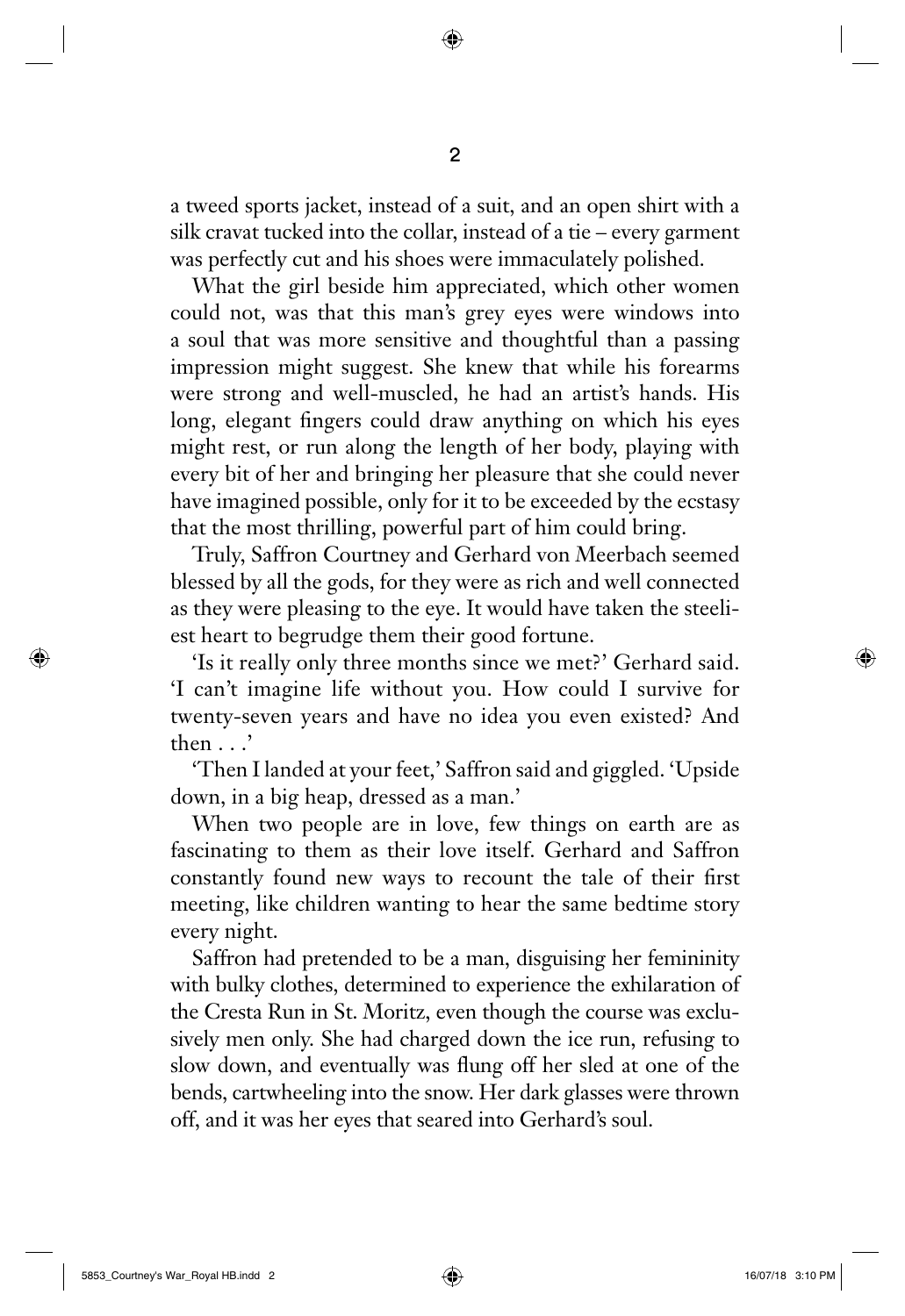a tweed sports jacket, instead of a suit, and an open shirt with a silk cravat tucked into the collar, instead of a tie – every garment was perfectly cut and his shoes were immaculately polished.

What the girl beside him appreciated, which other women could not, was that this man's grey eyes were windows into a soul that was more sensitive and thoughtful than a passing impression might suggest. She knew that while his forearms were strong and well-muscled, he had an artist's hands. His long, elegant fingers could draw anything on which his eyes might rest, or run along the length of her body, playing with every bit of her and bringing her pleasure that she could never have imagined possible, only for it to be exceeded by the ecstasy that the most thrilling, powerful part of him could bring.

Truly, Saffron Courtney and Gerhard von Meerbach seemed blessed by all the gods, for they were as rich and well connected as they were pleasing to the eye. It would have taken the steeliest heart to begrudge them their good fortune.

'Is it really only three months since we met?' Gerhard said. 'I can't imagine life without you. How could I survive for twenty-seven years and have no idea you even existed? And then . . .'

'Then I landed at your feet,' Saffron said and giggled. 'Upside down, in a big heap, dressed as a man.'

When two people are in love, few things on earth are as fascinating to them as their love itself. Gerhard and Saffron constantly found new ways to recount the tale of their first meeting, like children wanting to hear the same bedtime story every night.

Saffron had pretended to be a man, disguising her femininity with bulky clothes, determined to experience the exhilaration of the Cresta Run in St. Moritz, even though the course was exclusively men only. She had charged down the ice run, refusing to slow down, and eventually was flung off her sled at one of the bends, cartwheeling into the snow. Her dark glasses were thrown off, and it was her eyes that seared into Gerhard's soul.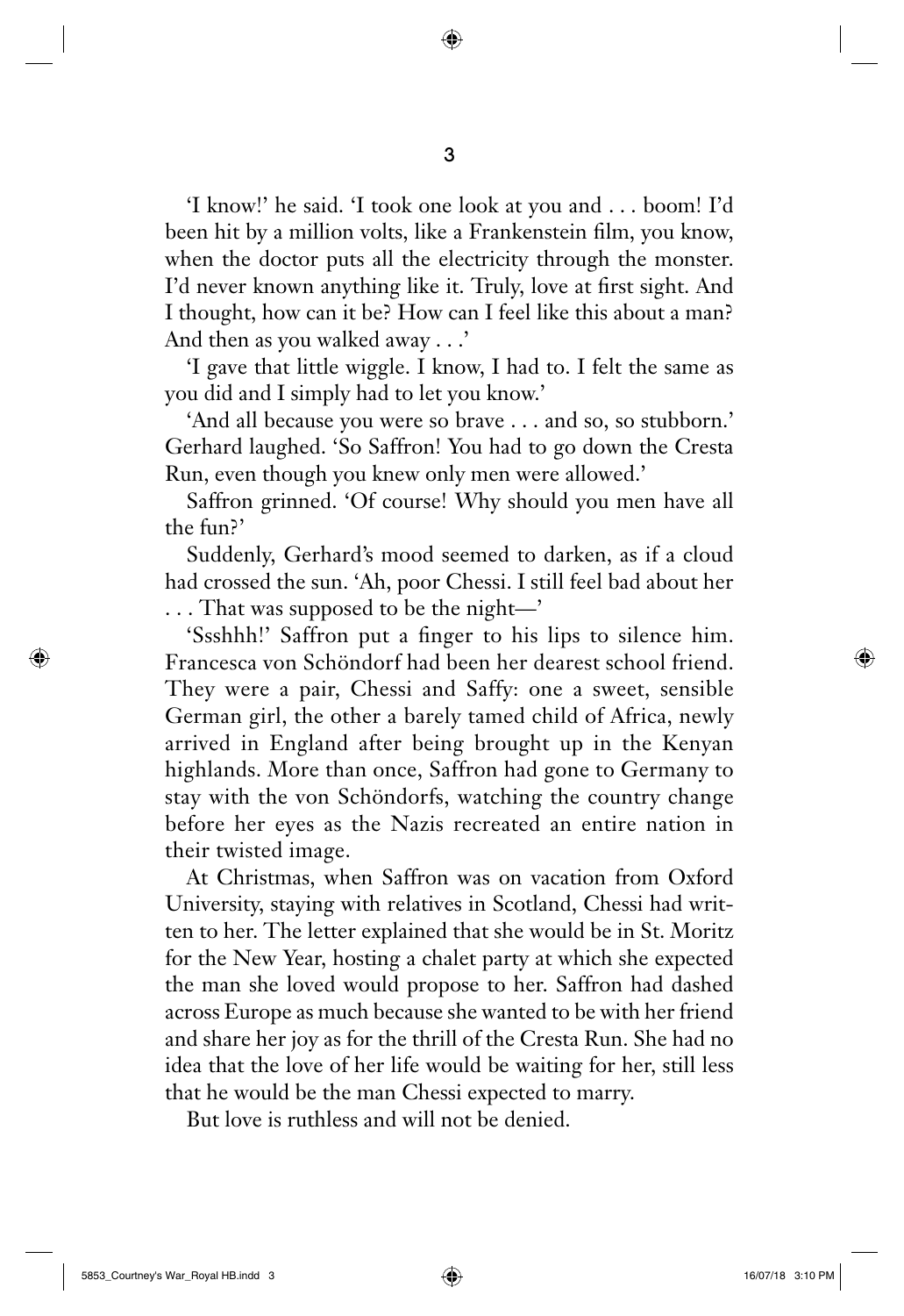'I know!' he said. 'I took one look at you and . . . boom! I'd been hit by a million volts, like a Frankenstein film, you know, when the doctor puts all the electricity through the monster. I'd never known anything like it. Truly, love at first sight. And I thought, how can it be? How can I feel like this about a man? And then as you walked away . . .'

'I gave that little wiggle. I know, I had to. I felt the same as you did and I simply had to let you know.'

'And all because you were so brave . . . and so, so stubborn.' Gerhard laughed. 'So Saffron! You had to go down the Cresta Run, even though you knew only men were allowed.'

Saffron grinned. 'Of course! Why should you men have all the fun?'

Suddenly, Gerhard's mood seemed to darken, as if a cloud had crossed the sun. 'Ah, poor Chessi. I still feel bad about her . . . That was supposed to be the night—'

'Ssshhh!' Saffron put a finger to his lips to silence him. Francesca von Schöndorf had been her dearest school friend. They were a pair, Chessi and Saffy: one a sweet, sensible German girl, the other a barely tamed child of Africa, newly arrived in England after being brought up in the Kenyan highlands. More than once, Saffron had gone to Germany to stay with the von Schöndorfs, watching the country change before her eyes as the Nazis recreated an entire nation in their twisted image.

At Christmas, when Saffron was on vacation from Oxford University, staying with relatives in Scotland, Chessi had written to her. The letter explained that she would be in St. Moritz for the New Year, hosting a chalet party at which she expected the man she loved would propose to her. Saffron had dashed across Europe as much because she wanted to be with her friend and share her joy as for the thrill of the Cresta Run. She had no idea that the love of her life would be waiting for her, still less that he would be the man Chessi expected to marry.

But love is ruthless and will not be denied.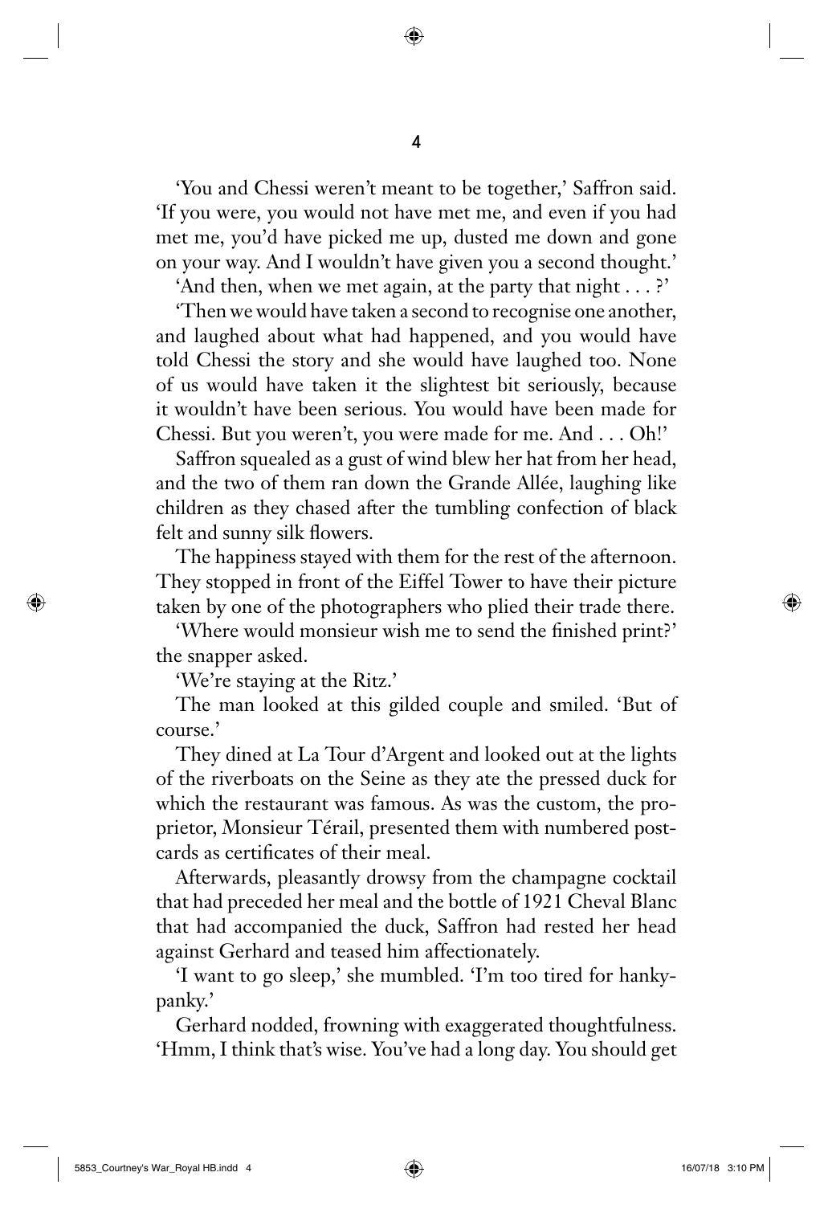'You and Chessi weren't meant to be together,' Saffron said. 'If you were, you would not have met me, and even if you had met me, you'd have picked me up, dusted me down and gone on your way. And I wouldn't have given you a second thought.'

'And then, when we met again, at the party that night . . . ?'

'Then we would have taken a second to recognise one another, and laughed about what had happened, and you would have told Chessi the story and she would have laughed too. None of us would have taken it the slightest bit seriously, because it wouldn't have been serious. You would have been made for Chessi. But you weren't, you were made for me. And . . . Oh!'

Saffron squealed as a gust of wind blew her hat from her head, and the two of them ran down the Grande Allée, laughing like children as they chased after the tumbling confection of black felt and sunny silk flowers.

The happiness stayed with them for the rest of the afternoon. They stopped in front of the Eiffel Tower to have their picture taken by one of the photographers who plied their trade there.

'Where would monsieur wish me to send the finished print?' the snapper asked.

'We're staying at the Ritz.'

The man looked at this gilded couple and smiled. 'But of course.'

They dined at La Tour d'Argent and looked out at the lights of the riverboats on the Seine as they ate the pressed duck for which the restaurant was famous. As was the custom, the proprietor, Monsieur Térail, presented them with numbered postcards as certificates of their meal.

Afterwards, pleasantly drowsy from the champagne cocktail that had preceded her meal and the bottle of 1921 Cheval Blanc that had accompanied the duck, Saffron had rested her head against Gerhard and teased him affectionately.

'I want to go sleep,' she mumbled. 'I'm too tired for hanky-panky.'

Gerhard nodded, frowning with exaggerated thoughtfulness. 'Hmm, I think that's wise. You've had a long day. You should get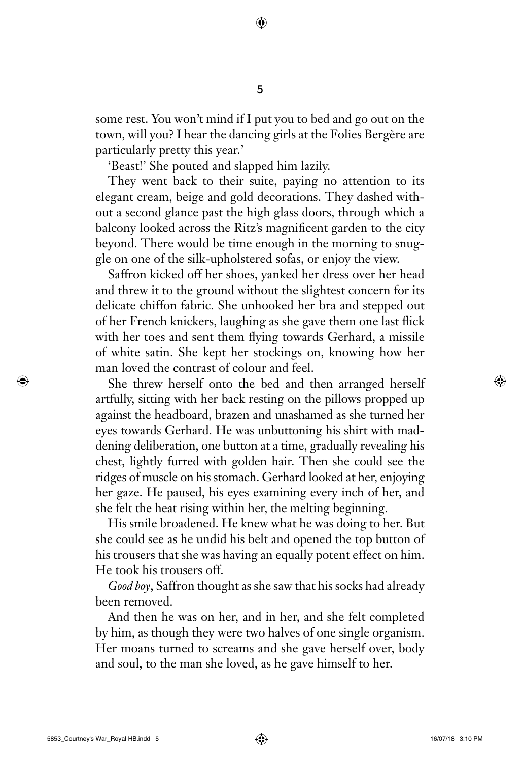some rest. You won't mind if I put you to bed and go out on the town, will you? I hear the dancing girls at the Folies Bergère are particularly pretty this year.'

'Beast!' She pouted and slapped him lazily.

They went back to their suite, paying no attention to its elegant cream, beige and gold decorations. They dashed without a second glance past the high glass doors, through which a balcony looked across the Ritz's magnificent garden to the city beyond. There would be time enough in the morning to snuggle on one of the silk-upholstered sofas, or enjoy the view.

Saffron kicked off her shoes, yanked her dress over her head and threw it to the ground without the slightest concern for its delicate chiffon fabric. She unhooked her bra and stepped out of her French knickers, laughing as she gave them one last flick with her toes and sent them flying towards Gerhard, a missile of white satin. She kept her stockings on, knowing how her man loved the contrast of colour and feel.

She threw herself onto the bed and then arranged herself artfully, sitting with her back resting on the pillows propped up against the headboard, brazen and unashamed as she turned her eyes towards Gerhard. He was unbuttoning his shirt with maddening deliberation, one button at a time, gradually revealing his chest, lightly furred with golden hair. Then she could see the ridges of muscle on his stomach. Gerhard looked at her, enjoying her gaze. He paused, his eyes examining every inch of her, and she felt the heat rising within her, the melting beginning.

His smile broadened. He knew what he was doing to her. But she could see as he undid his belt and opened the top button of his trousers that she was having an equally potent effect on him. He took his trousers off.

*Good boy*, Saffron thought as she saw that his socks had already been removed.

And then he was on her, and in her, and she felt completed by him, as though they were two halves of one single organism. Her moans turned to screams and she gave herself over, body and soul, to the man she loved, as he gave himself to her.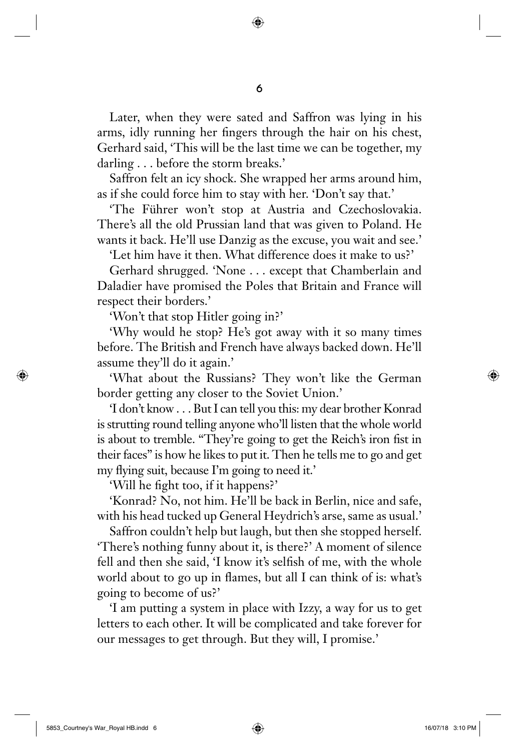Later, when they were sated and Saffron was lying in his arms, idly running her fingers through the hair on his chest, Gerhard said, 'This will be the last time we can be together, my darling . . . before the storm breaks.'

Saffron felt an icy shock. She wrapped her arms around him, as if she could force him to stay with her. 'Don't say that.'

'The Führer won't stop at Austria and Czechoslovakia. There's all the old Prussian land that was given to Poland. He wants it back. He'll use Danzig as the excuse, you wait and see.'

'Let him have it then. What difference does it make to us?'

Gerhard shrugged. 'None . . . except that Chamberlain and Daladier have promised the Poles that Britain and France will respect their borders.'

'Won't that stop Hitler going in?'

'Why would he stop? He's got away with it so many times before. The British and French have always backed down. He'll assume they'll do it again.'

'What about the Russians? They won't like the German border getting any closer to the Soviet Union.'

'I don't know . . . But I can tell you this: my dear brother Konrad is strutting round telling anyone who'll listen that the whole world is about to tremble. "They're going to get the Reich's iron fist in their faces" is how he likes to put it. Then he tells me to go and get my flying suit, because I'm going to need it.'

'Will he fight too, if it happens?'

'Konrad? No, not him. He'll be back in Berlin, nice and safe, with his head tucked up General Heydrich's arse, same as usual.'

Saffron couldn't help but laugh, but then she stopped herself. 'There's nothing funny about it, is there?' A moment of silence fell and then she said, 'I know it's selfish of me, with the whole world about to go up in flames, but all I can think of is: what's going to become of us?'

'I am putting a system in place with Izzy, a way for us to get letters to each other. It will be complicated and take forever for our messages to get through. But they will, I promise.'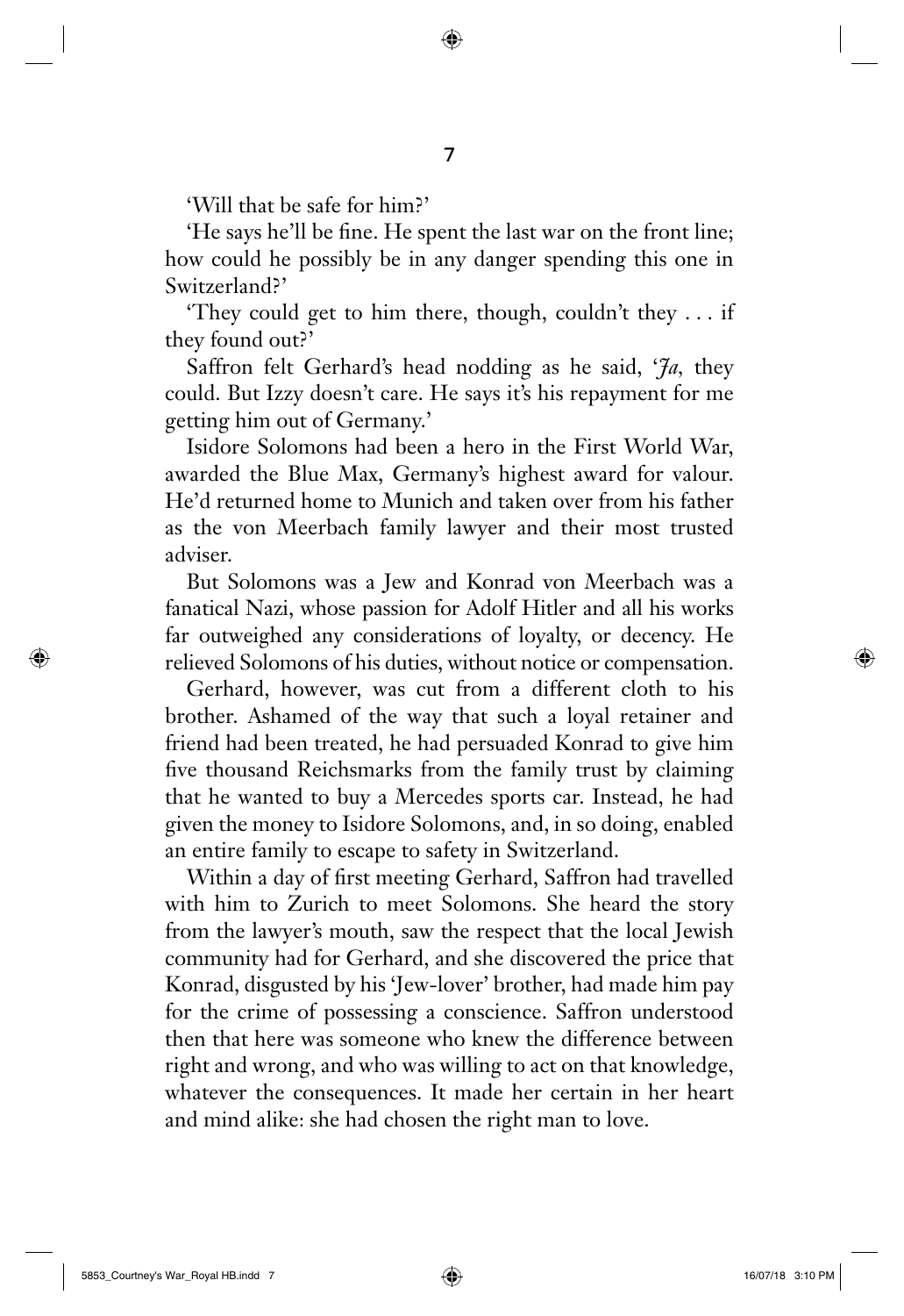'Will that be safe for him?'

'He says he'll be fine. He spent the last war on the front line; how could he possibly be in any danger spending this one in Switzerland?'

'They could get to him there, though, couldn't they . . . if they found out?'

Saffron felt Gerhard's head nodding as he said, '*Ja*, they could. But Izzy doesn't care. He says it's his repayment for me getting him out of Germany.'

Isidore Solomons had been a hero in the First World War, awarded the Blue Max, Germany's highest award for valour. He'd returned home to Munich and taken over from his father as the von Meerbach family lawyer and their most trusted adviser.

But Solomons was a Jew and Konrad von Meerbach was a fanatical Nazi, whose passion for Adolf Hitler and all his works far outweighed any considerations of loyalty, or decency. He relieved Solomons of his duties, without notice or compensation.

Gerhard, however, was cut from a different cloth to his brother. Ashamed of the way that such a loyal retainer and friend had been treated, he had persuaded Konrad to give him five thousand Reichsmarks from the family trust by claiming that he wanted to buy a Mercedes sports car. Instead, he had given the money to Isidore Solomons, and, in so doing, enabled an entire family to escape to safety in Switzerland.

Within a day of first meeting Gerhard, Saffron had travelled with him to Zurich to meet Solomons. She heard the story from the lawyer's mouth, saw the respect that the local Jewish community had for Gerhard, and she discovered the price that Konrad, disgusted by his 'Jew-lover' brother, had made him pay for the crime of possessing a conscience. Saffron understood then that here was someone who knew the difference between right and wrong, and who was willing to act on that knowledge, whatever the consequences. It made her certain in her heart and mind alike: she had chosen the right man to love.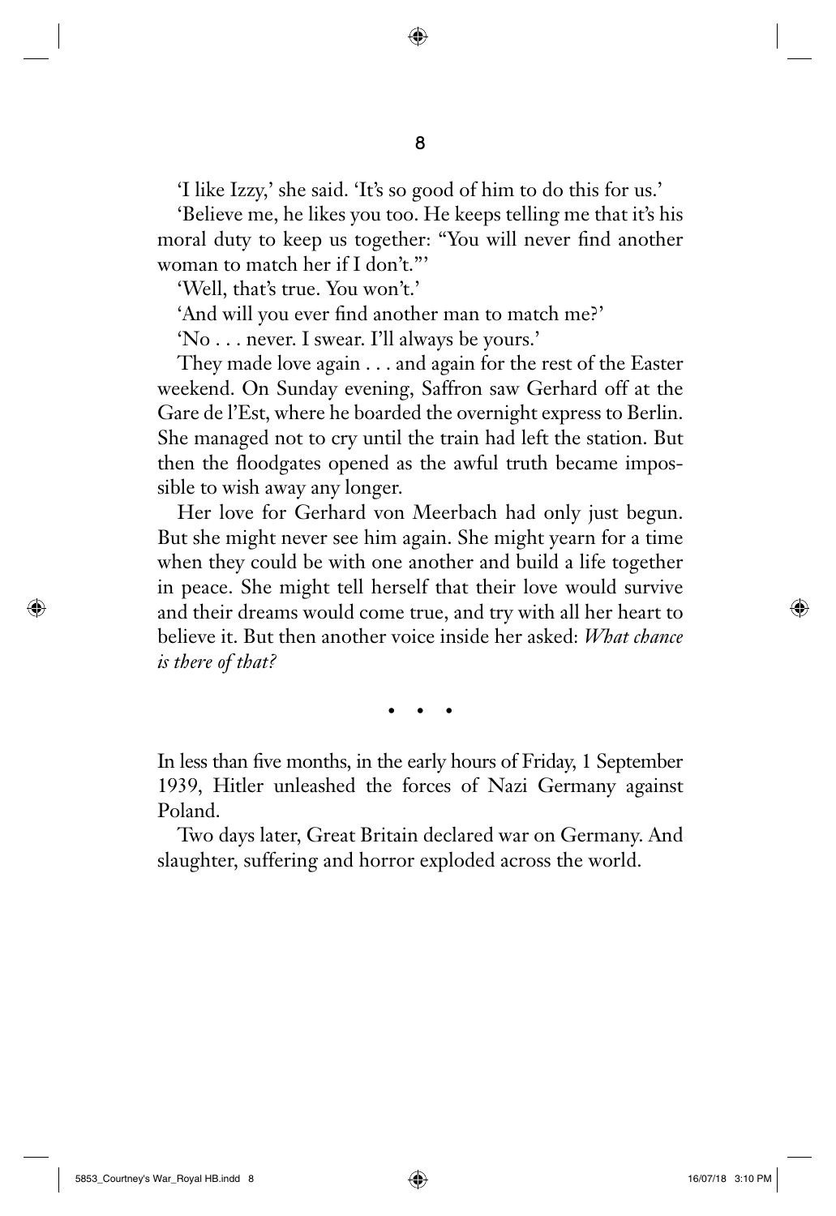'I like Izzy,' she said. 'It's so good of him to do this for us.'

'Believe me, he likes you too. He keeps telling me that it's his moral duty to keep us together: "You will never find another woman to match her if I don't."'

'Well, that's true. You won't.'

'And will you ever find another man to match me?'

'No . . . never. I swear. I'll always be yours.'

They made love again . . . and again for the rest of the Easter weekend. On Sunday evening, Saffron saw Gerhard off at the Gare de l'Est, where he boarded the overnight express to Berlin. She managed not to cry until the train had left the station. But then the floodgates opened as the awful truth became impossible to wish away any longer.

Her love for Gerhard von Meerbach had only just begun. But she might never see him again. She might yearn for a time when they could be with one another and build a life together in peace. She might tell herself that their love would survive and their dreams would come true, and try with all her heart to believe it. But then another voice inside her asked: *What chance is there of that?*

• • •

In less than five months, in the early hours of Friday, 1 September 1939, Hitler unleashed the forces of Nazi Germany against Poland.

Two days later, Great Britain declared war on Germany. And slaughter, suffering and horror exploded across the world.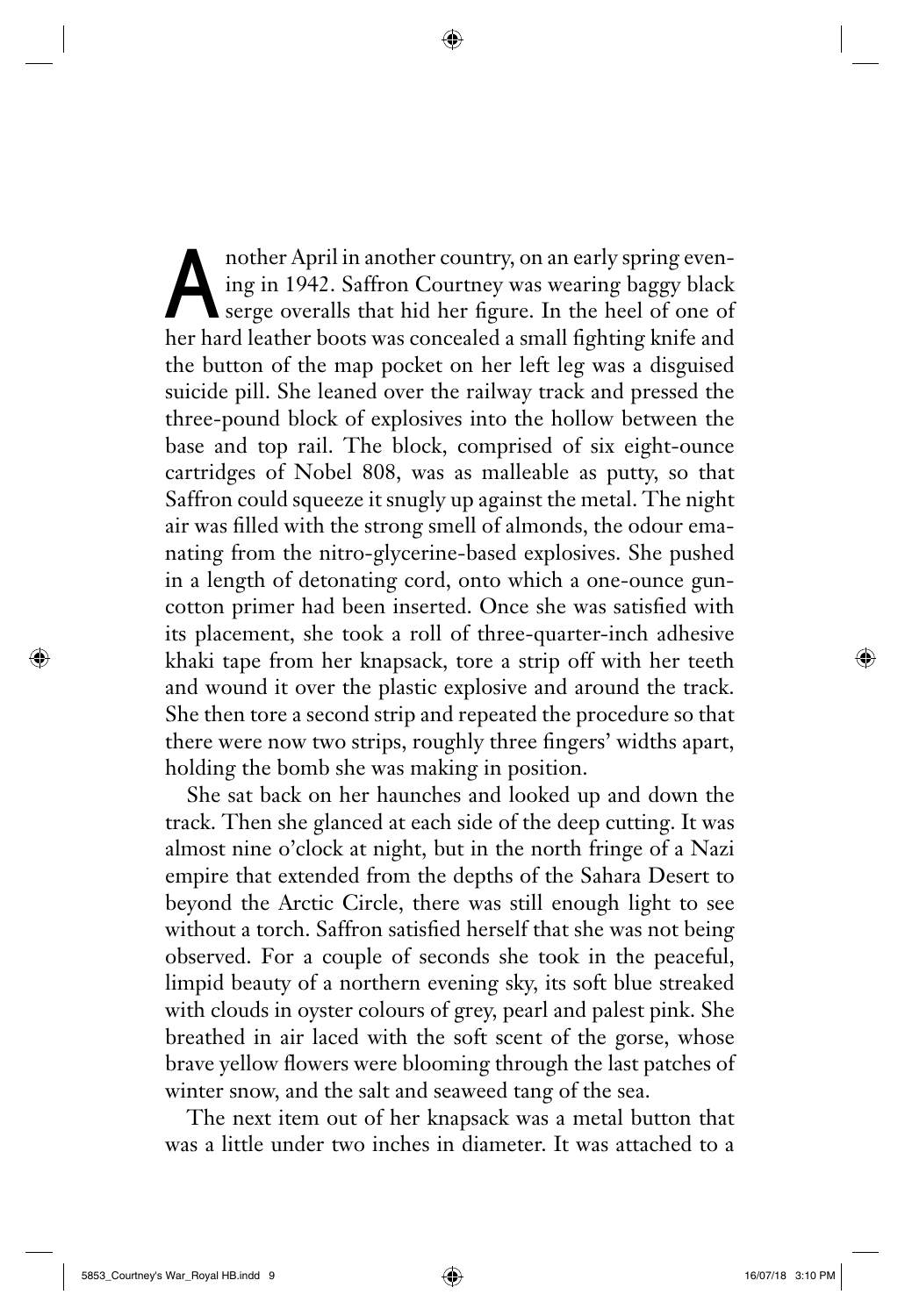Another April in another country, on an early spring evening in 1942. Saffron Courtney was wearing baggy black serge overalls that hid her figure. In the heel of one of her hard leather boots was concealed a small fighting knife and the button of the map pocket on her left leg was a disguised suicide pill. She leaned over the railway track and pressed the three-pound block of explosives into the hollow between the base and top rail. The block, comprised of six eight-ounce cartridges of Nobel 808, was as malleable as putty, so that Saffron could squeeze it snugly up against the metal. The night air was filled with the strong smell of almonds, the odour emanating from the nitro-glycerine-based explosives. She pushed in a length of detonating cord, onto which a one-ounce guncotton primer had been inserted. Once she was satisfied with its placement, she took a roll of three-quarter-inch adhesive khaki tape from her knapsack, tore a strip off with her teeth and wound it over the plastic explosive and around the track. She then tore a second strip and repeated the procedure so that there were now two strips, roughly three fingers' widths apart, holding the bomb she was making in position.

She sat back on her haunches and looked up and down the track. Then she glanced at each side of the deep cutting. It was almost nine o'clock at night, but in the north fringe of a Nazi empire that extended from the depths of the Sahara Desert to beyond the Arctic Circle, there was still enough light to see without a torch. Saffron satisfied herself that she was not being observed. For a couple of seconds she took in the peaceful, limpid beauty of a northern evening sky, its soft blue streaked with clouds in oyster colours of grey, pearl and palest pink. She breathed in air laced with the soft scent of the gorse, whose brave yellow flowers were blooming through the last patches of winter snow, and the salt and seaweed tang of the sea.

The next item out of her knapsack was a metal button that was a little under two inches in diameter. It was attached to a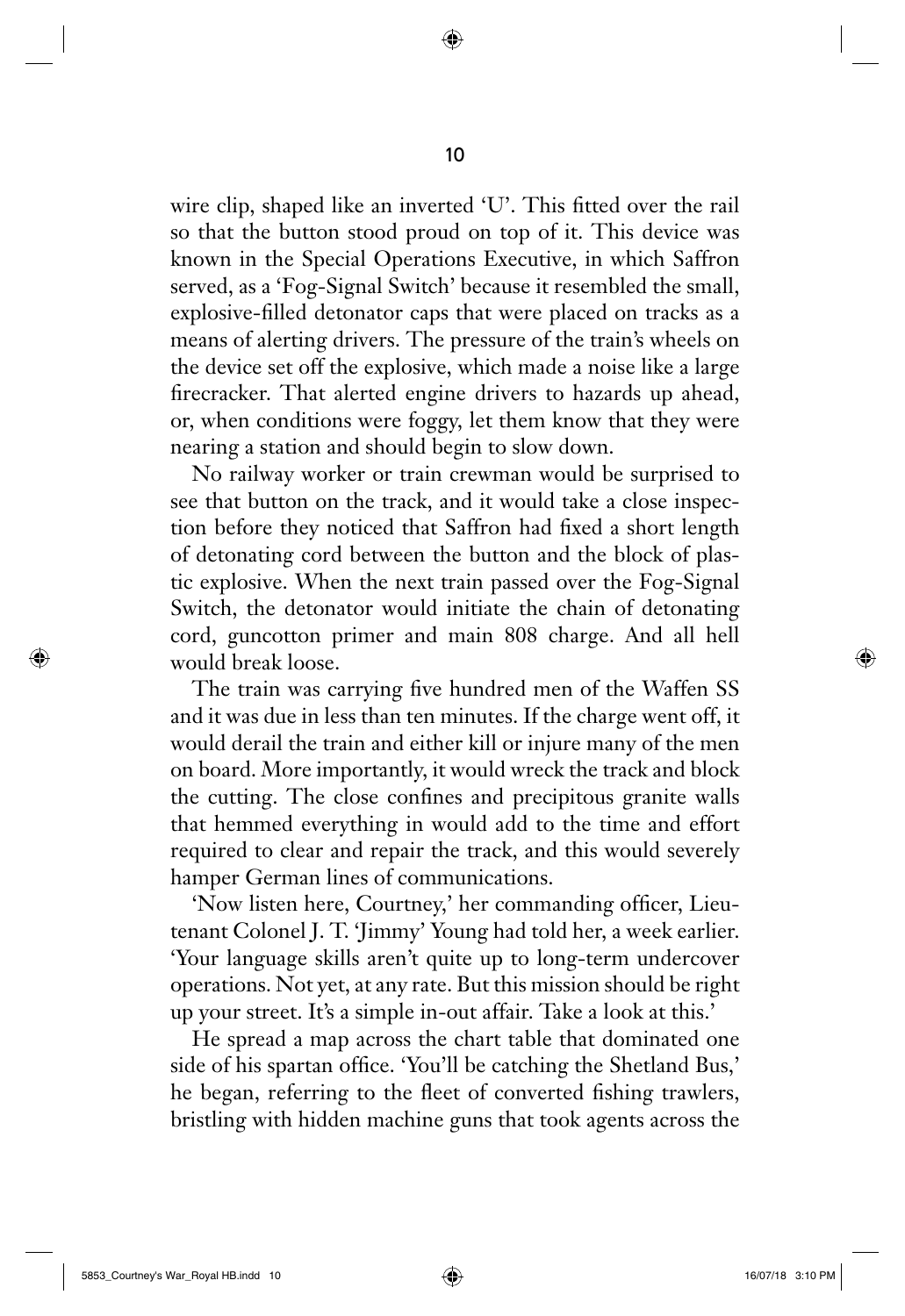wire clip, shaped like an inverted 'U'. This fitted over the rail so that the button stood proud on top of it. This device was known in the Special Operations Executive, in which Saffron served, as a 'Fog-Signal Switch' because it resembled the small, explosive-filled detonator caps that were placed on tracks as a means of alerting drivers. The pressure of the train's wheels on the device set off the explosive, which made a noise like a large firecracker. That alerted engine drivers to hazards up ahead, or, when conditions were foggy, let them know that they were nearing a station and should begin to slow down.

No railway worker or train crewman would be surprised to see that button on the track, and it would take a close inspection before they noticed that Saffron had fixed a short length of detonating cord between the button and the block of plastic explosive. When the next train passed over the Fog-Signal Switch, the detonator would initiate the chain of detonating cord, guncotton primer and main 808 charge. And all hell would break loose.

The train was carrying five hundred men of the Waffen SS and it was due in less than ten minutes. If the charge went off, it would derail the train and either kill or injure many of the men on board. More importantly, it would wreck the track and block the cutting. The close confines and precipitous granite walls that hemmed everything in would add to the time and effort required to clear and repair the track, and this would severely hamper German lines of communications.

'Now listen here, Courtney,' her commanding officer, Lieutenant Colonel J. T. 'Jimmy' Young had told her, a week earlier. 'Your language skills aren't quite up to long-term undercover operations. Not yet, at any rate. But this mission should be right up your street. It's a simple in-out affair. Take a look at this.'

He spread a map across the chart table that dominated one side of his spartan office. 'You'll be catching the Shetland Bus,' he began, referring to the fleet of converted fishing trawlers, bristling with hidden machine guns that took agents across the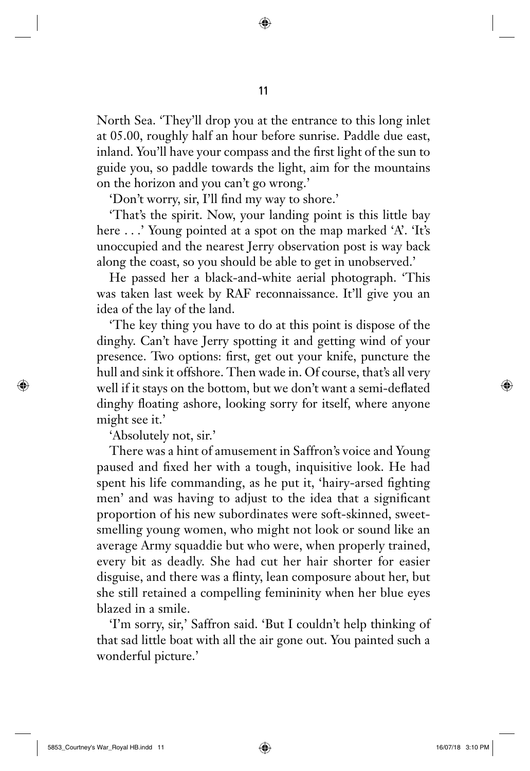North Sea. 'They'll drop you at the entrance to this long inlet at 05.00, roughly half an hour before sunrise. Paddle due east, inland. You'll have your compass and the first light of the sun to guide you, so paddle towards the light, aim for the mountains on the horizon and you can't go wrong.'

'Don't worry, sir, I'll find my way to shore.'

'That's the spirit. Now, your landing point is this little bay here . . .' Young pointed at a spot on the map marked 'A'. 'It's unoccupied and the nearest Jerry observation post is way back along the coast, so you should be able to get in unobserved.'

He passed her a black-and-white aerial photograph. 'This was taken last week by RAF reconnaissance. It'll give you an idea of the lay of the land.

'The key thing you have to do at this point is dispose of the dinghy. Can't have Jerry spotting it and getting wind of your presence. Two options: first, get out your knife, puncture the hull and sink it offshore. Then wade in. Of course, that's all very well if it stays on the bottom, but we don't want a semi-deflated dinghy floating ashore, looking sorry for itself, where anyone might see it.'

'Absolutely not, sir.'

There was a hint of amusement in Saffron's voice and Young paused and fixed her with a tough, inquisitive look. He had spent his life commanding, as he put it, 'hairy-arsed fighting men' and was having to adjust to the idea that a significant proportion of his new subordinates were soft-skinned, sweet-smelling young women, who might not look or sound like an average Army squaddie but who were, when properly trained, every bit as deadly. She had cut her hair shorter for easier disguise, and there was a flinty, lean composure about her, but she still retained a compelling femininity when her blue eyes blazed in a smile.

'I'm sorry, sir,' Saffron said. 'But I couldn't help thinking of that sad little boat with all the air gone out. You painted such a wonderful picture.'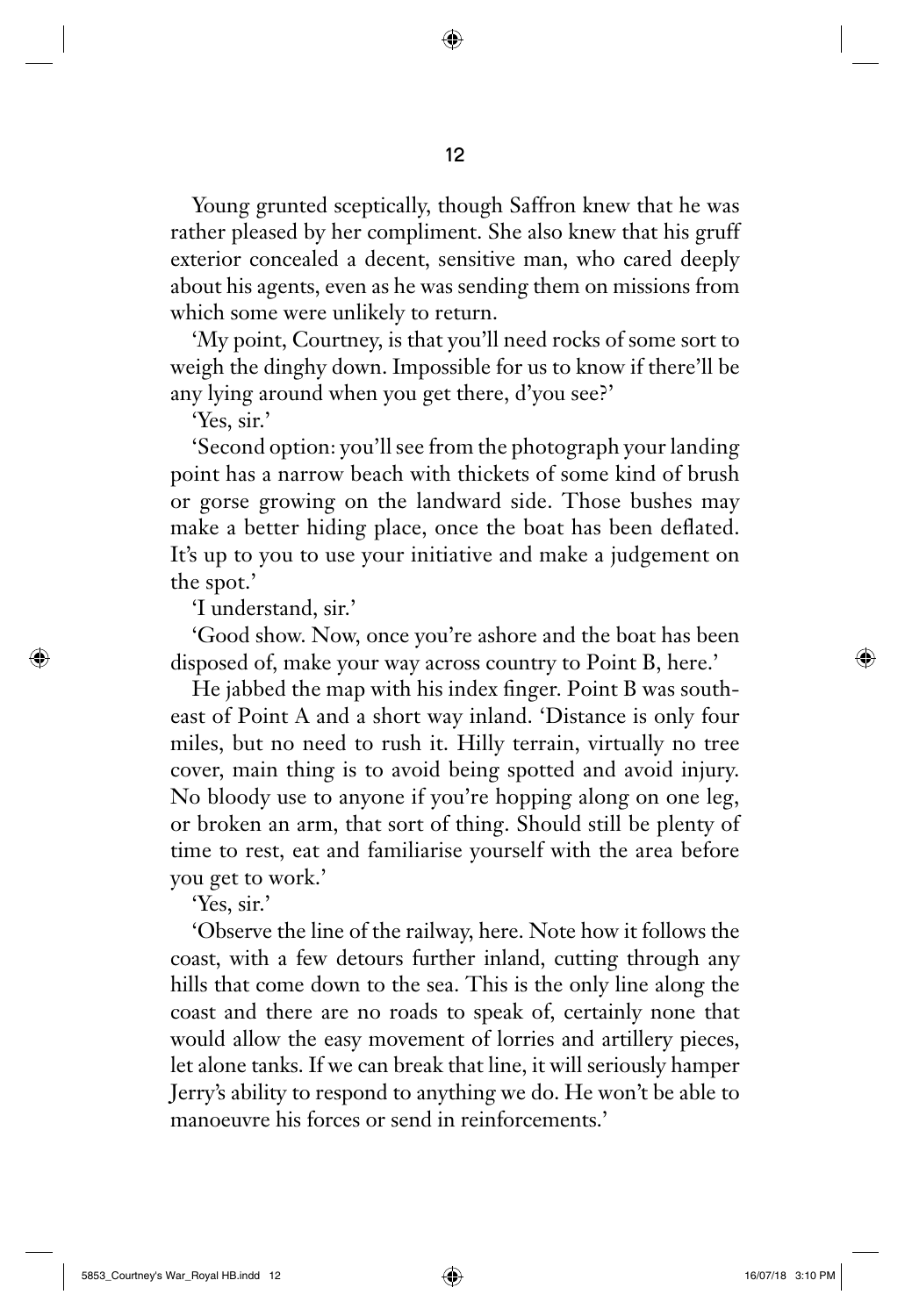Young grunted sceptically, though Saffron knew that he was rather pleased by her compliment. She also knew that his gruff exterior concealed a decent, sensitive man, who cared deeply about his agents, even as he was sending them on missions from which some were unlikely to return.

'My point, Courtney, is that you'll need rocks of some sort to weigh the dinghy down. Impossible for us to know if there'll be any lying around when you get there, d'you see?'

'Yes, sir.'

'Second option: you'll see from the photograph your landing point has a narrow beach with thickets of some kind of brush or gorse growing on the landward side. Those bushes may make a better hiding place, once the boat has been deflated. It's up to you to use your initiative and make a judgement on the spot.'

'I understand, sir.'

'Good show. Now, once you're ashore and the boat has been disposed of, make your way across country to Point B, here.'

He jabbed the map with his index finger. Point B was south-east of Point A and a short way inland. 'Distance is only four miles, but no need to rush it. Hilly terrain, virtually no tree cover, main thing is to avoid being spotted and avoid injury. No bloody use to anyone if you're hopping along on one leg, or broken an arm, that sort of thing. Should still be plenty of time to rest, eat and familiarise yourself with the area before you get to work.'

'Yes, sir.'

'Observe the line of the railway, here. Note how it follows the coast, with a few detours further inland, cutting through any hills that come down to the sea. This is the only line along the coast and there are no roads to speak of, certainly none that would allow the easy movement of lorries and artillery pieces, let alone tanks. If we can break that line, it will seriously hamper Jerry's ability to respond to anything we do. He won't be able to manoeuvre his forces or send in reinforcements.'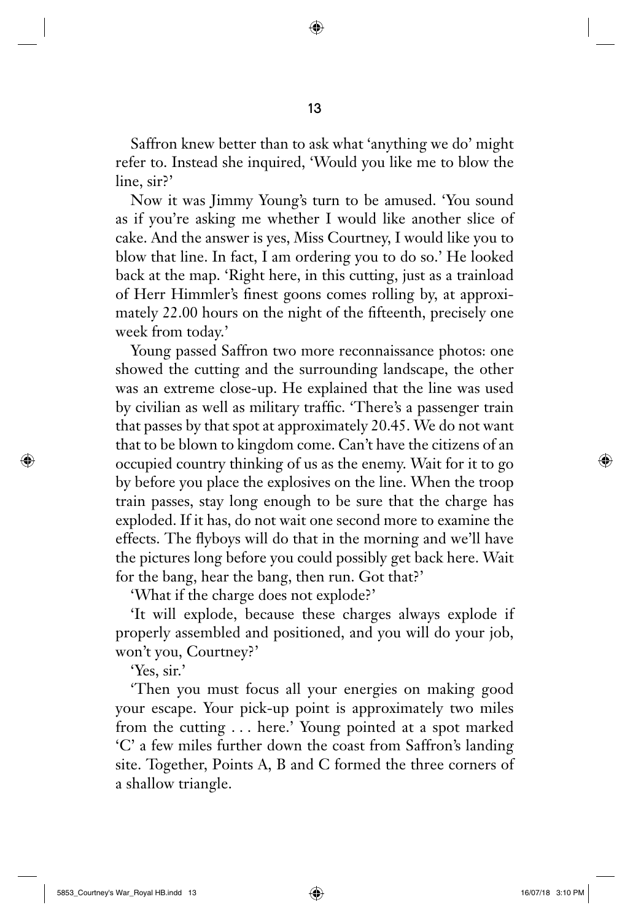Saffron knew better than to ask what 'anything we do' might refer to. Instead she inquired, 'Would you like me to blow the line, sir?'

Now it was Jimmy Young's turn to be amused. 'You sound as if you're asking me whether I would like another slice of cake. And the answer is yes, Miss Courtney, I would like you to blow that line. In fact, I am ordering you to do so.' He looked back at the map. 'Right here, in this cutting, just as a trainload of Herr Himmler's finest goons comes rolling by, at approximately 22.00 hours on the night of the fifteenth, precisely one week from today.'

Young passed Saffron two more reconnaissance photos: one showed the cutting and the surrounding landscape, the other was an extreme close-up. He explained that the line was used by civilian as well as military traffic. 'There's a passenger train that passes by that spot at approximately 20.45. We do not want that to be blown to kingdom come. Can't have the citizens of an occupied country thinking of us as the enemy. Wait for it to go by before you place the explosives on the line. When the troop train passes, stay long enough to be sure that the charge has exploded. If it has, do not wait one second more to examine the effects. The flyboys will do that in the morning and we'll have the pictures long before you could possibly get back here. Wait for the bang, hear the bang, then run. Got that?'

'What if the charge does not explode?'

'It will explode, because these charges always explode if properly assembled and positioned, and you will do your job, won't you, Courtney?'

'Yes, sir.'

'Then you must focus all your energies on making good your escape. Your pick-up point is approximately two miles from the cutting . . . here.' Young pointed at a spot marked 'C' a few miles further down the coast from Saffron's landing site. Together, Points A, B and C formed the three corners of a shallow triangle.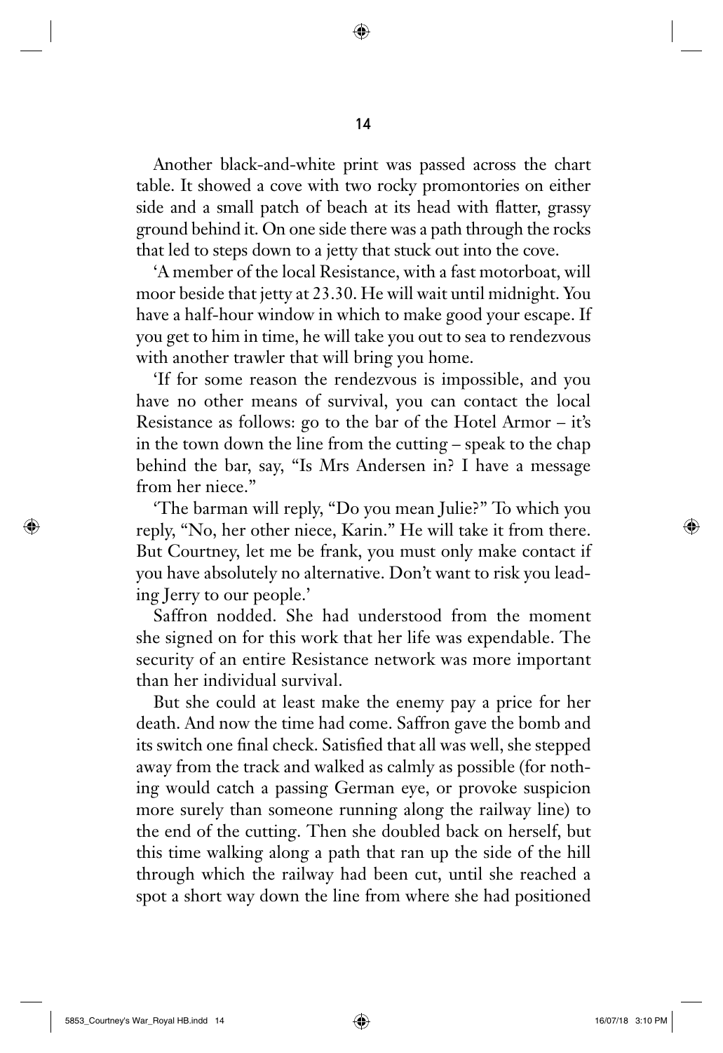Another black-and-white print was passed across the chart table. It showed a cove with two rocky promontories on either side and a small patch of beach at its head with flatter, grassy ground behind it. On one side there was a path through the rocks that led to steps down to a jetty that stuck out into the cove.

'A member of the local Resistance, with a fast motorboat, will moor beside that jetty at 23.30. He will wait until midnight. You have a half-hour window in which to make good your escape. If you get to him in time, he will take you out to sea to rendezvous with another trawler that will bring you home.

'If for some reason the rendezvous is impossible, and you have no other means of survival, you can contact the local Resistance as follows: go to the bar of the Hotel Armor – it's in the town down the line from the cutting – speak to the chap behind the bar, say, "Is Mrs Andersen in? I have a message from her niece."

'The barman will reply, "Do you mean Julie?" To which you reply, "No, her other niece, Karin." He will take it from there. But Courtney, let me be frank, you must only make contact if you have absolutely no alternative. Don't want to risk you leading Jerry to our people.'

Saffron nodded. She had understood from the moment she signed on for this work that her life was expendable. The security of an entire Resistance network was more important than her individual survival.

But she could at least make the enemy pay a price for her death. And now the time had come. Saffron gave the bomb and its switch one final check. Satisfied that all was well, she stepped away from the track and walked as calmly as possible (for nothing would catch a passing German eye, or provoke suspicion more surely than someone running along the railway line) to the end of the cutting. Then she doubled back on herself, but this time walking along a path that ran up the side of the hill through which the railway had been cut, until she reached a spot a short way down the line from where she had positioned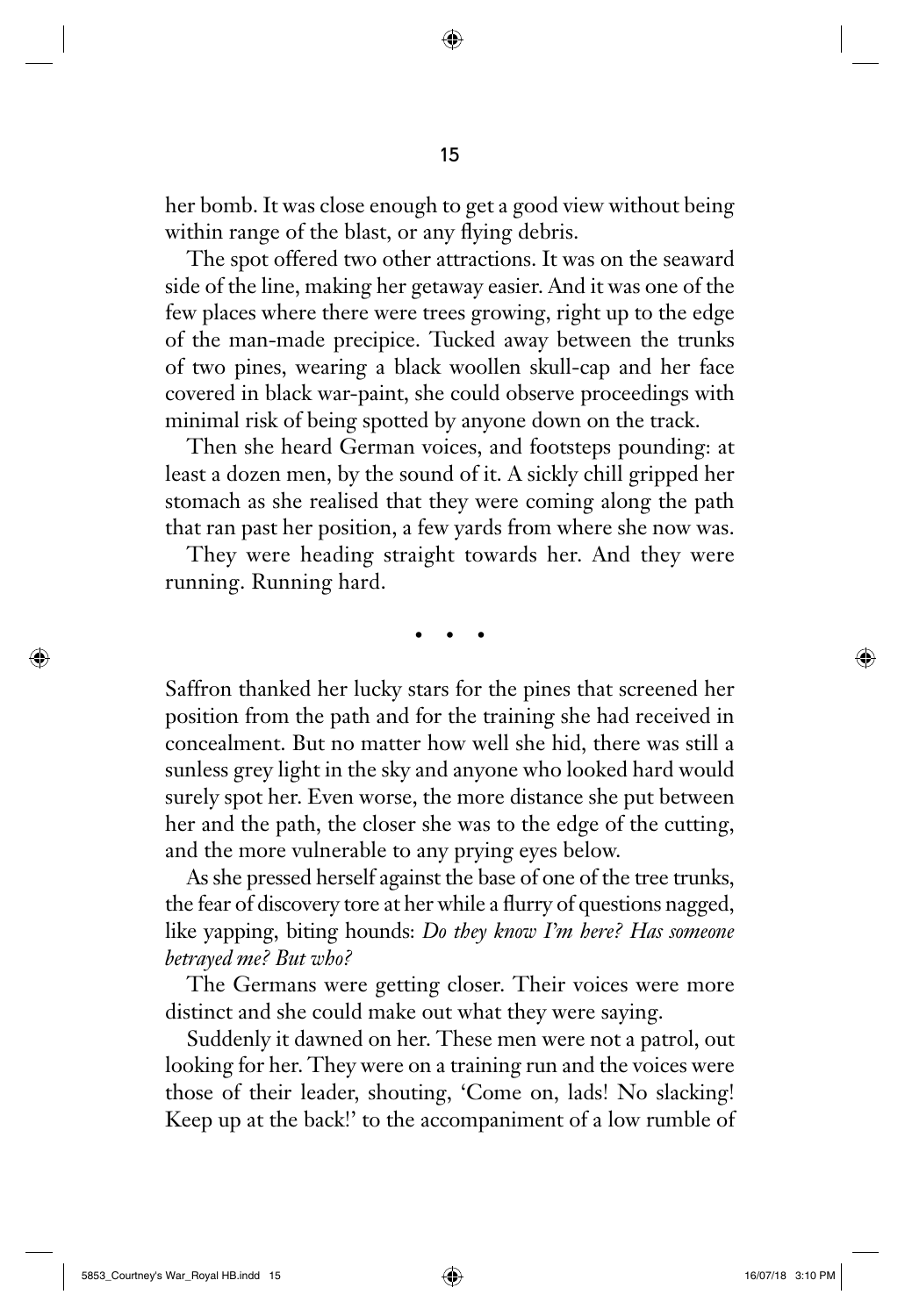her bomb. It was close enough to get a good view without being within range of the blast, or any flying debris.

The spot offered two other attractions. It was on the seaward side of the line, making her getaway easier. And it was one of the few places where there were trees growing, right up to the edge of the man-made precipice. Tucked away between the trunks of two pines, wearing a black woollen skull-cap and her face covered in black war-paint, she could observe proceedings with minimal risk of being spotted by anyone down on the track.

Then she heard German voices, and footsteps pounding: at least a dozen men, by the sound of it. A sickly chill gripped her stomach as she realised that they were coming along the path that ran past her position, a few yards from where she now was.

They were heading straight towards her. And they were running. Running hard.

• • •

Saffron thanked her lucky stars for the pines that screened her position from the path and for the training she had received in concealment. But no matter how well she hid, there was still a sunless grey light in the sky and anyone who looked hard would surely spot her. Even worse, the more distance she put between her and the path, the closer she was to the edge of the cutting, and the more vulnerable to any prying eyes below.

As she pressed herself against the base of one of the tree trunks, the fear of discovery tore at her while a flurry of questions nagged, like yapping, biting hounds: *Do they know I'm here? Has someone betrayed me? But who?*

The Germans were getting closer. Their voices were more distinct and she could make out what they were saying.

Suddenly it dawned on her. These men were not a patrol, out looking for her. They were on a training run and the voices were those of their leader, shouting, 'Come on, lads! No slacking! Keep up at the back!' to the accompaniment of a low rumble of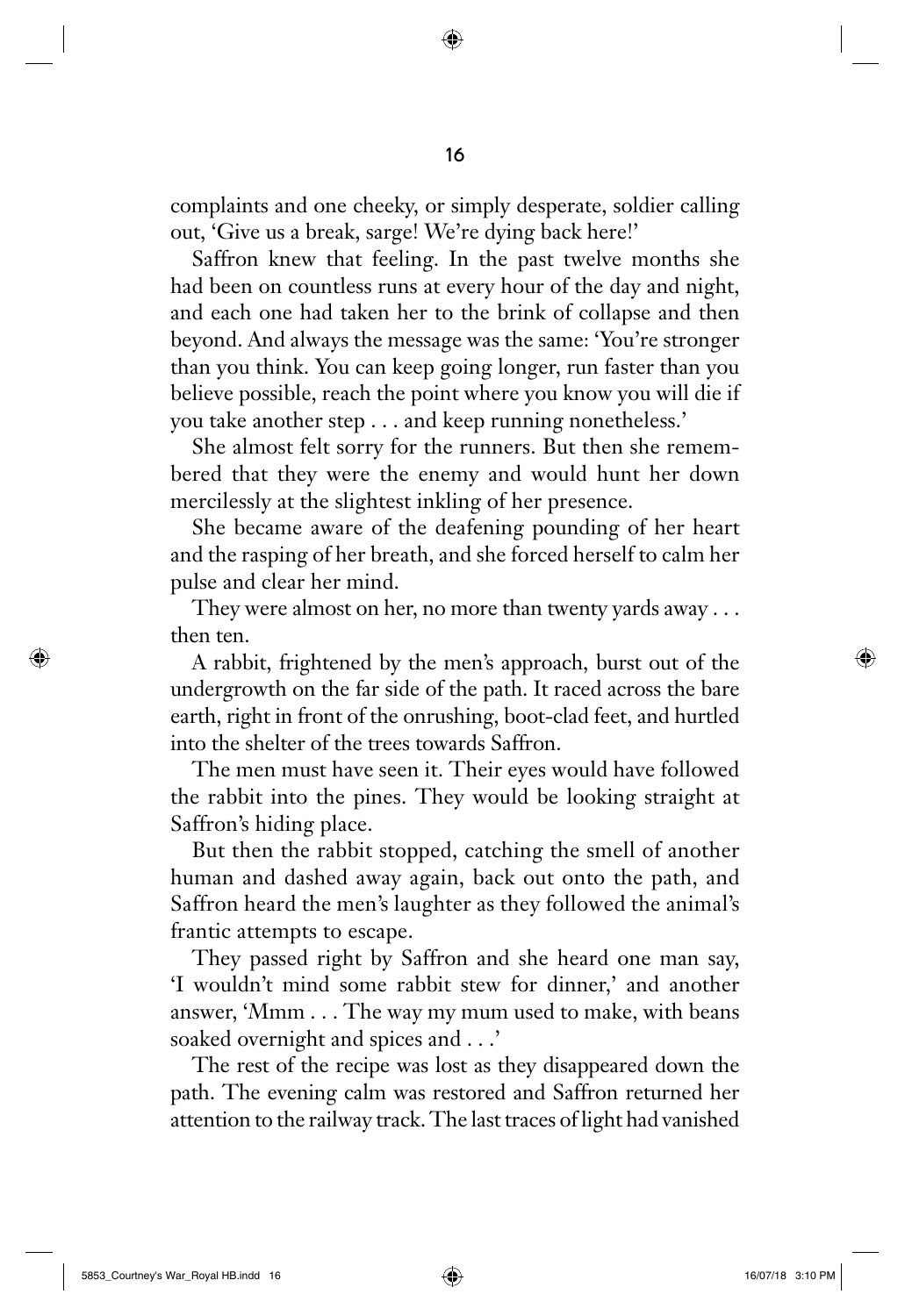complaints and one cheeky, or simply desperate, soldier calling out, 'Give us a break, sarge! We're dying back here!'

Saffron knew that feeling. In the past twelve months she had been on countless runs at every hour of the day and night, and each one had taken her to the brink of collapse and then beyond. And always the message was the same: 'You're stronger than you think. You can keep going longer, run faster than you believe possible, reach the point where you know you will die if you take another step . . . and keep running nonetheless.'

She almost felt sorry for the runners. But then she remembered that they were the enemy and would hunt her down mercilessly at the slightest inkling of her presence.

She became aware of the deafening pounding of her heart and the rasping of her breath, and she forced herself to calm her pulse and clear her mind.

They were almost on her, no more than twenty yards away . . . then ten.

A rabbit, frightened by the men's approach, burst out of the undergrowth on the far side of the path. It raced across the bare earth, right in front of the onrushing, boot-clad feet, and hurtled into the shelter of the trees towards Saffron.

The men must have seen it. Their eyes would have followed the rabbit into the pines. They would be looking straight at Saffron's hiding place.

But then the rabbit stopped, catching the smell of another human and dashed away again, back out onto the path, and Saffron heard the men's laughter as they followed the animal's frantic attempts to escape.

They passed right by Saffron and she heard one man say, 'I wouldn't mind some rabbit stew for dinner,' and another answer, 'Mmm . . . The way my mum used to make, with beans soaked overnight and spices and . . .'

The rest of the recipe was lost as they disappeared down the path. The evening calm was restored and Saffron returned her attention to the railway track. The last traces of light had vanished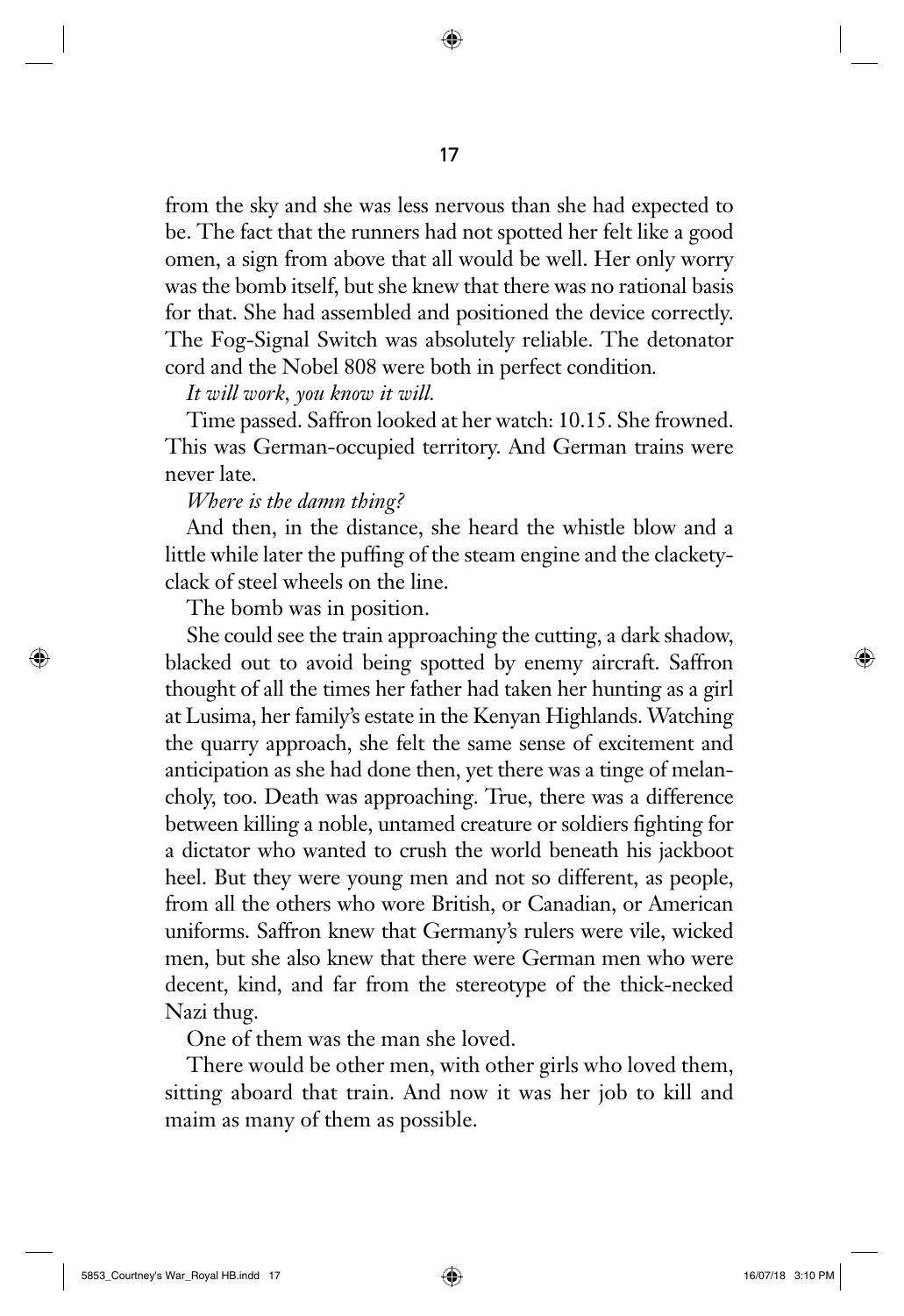from the sky and she was less nervous than she had expected to be. The fact that the runners had not spotted her felt like a good omen, a sign from above that all would be well. Her only worry was the bomb itself, but she knew that there was no rational basis for that. She had assembled and positioned the device correctly. The Fog-Signal Switch was absolutely reliable. The detonator cord and the Nobel 808 were both in perfect condition.

*It will work, you know it will.*

Time passed. Saffron looked at her watch: 10.15. She frowned. This was German-occupied territory. And German trains were never late.

*Where is the damn thing?*

And then, in the distance, she heard the whistle blow and a little while later the puffing of the steam engine and the clackety-clack of steel wheels on the line.

The bomb was in position.

She could see the train approaching the cutting, a dark shadow, blacked out to avoid being spotted by enemy aircraft. Saffron thought of all the times her father had taken her hunting as a girl at Lusima, her family's estate in the Kenyan Highlands. Watching the quarry approach, she felt the same sense of excitement and anticipation as she had done then, yet there was a tinge of melancholy, too. Death was approaching. True, there was a difference between killing a noble, untamed creature or soldiers fighting for a dictator who wanted to crush the world beneath his jackboot heel. But they were young men and not so different, as people, from all the others who wore British, or Canadian, or American uniforms. Saffron knew that Germany's rulers were vile, wicked men, but she also knew that there were German men who were decent, kind, and far from the stereotype of the thick-necked Nazi thug.

One of them was the man she loved.

There would be other men, with other girls who loved them, sitting aboard that train. And now it was her job to kill and maim as many of them as possible.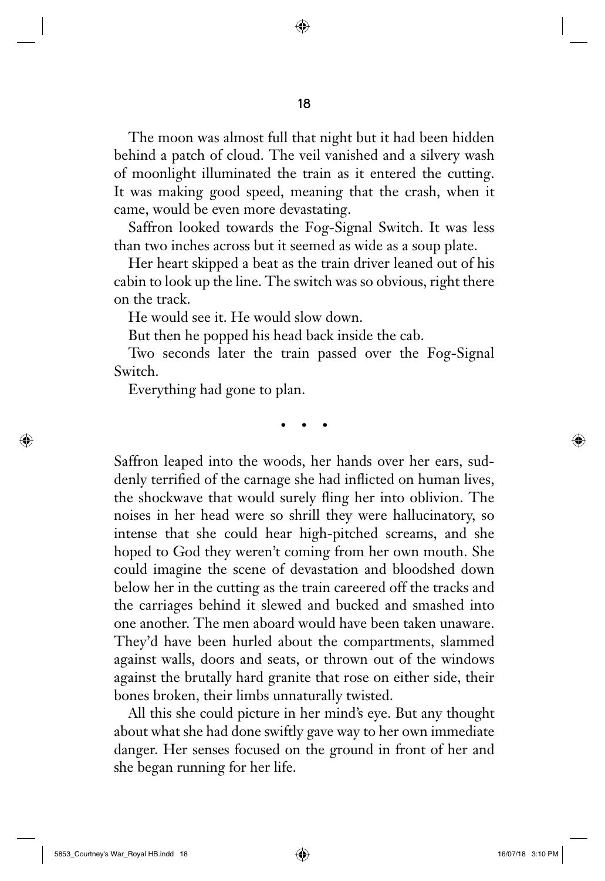The moon was almost full that night but it had been hidden behind a patch of cloud. The veil vanished and a silvery wash of moonlight illuminated the train as it entered the cutting. It was making good speed, meaning that the crash, when it came, would be even more devastating.

Saffron looked towards the Fog-Signal Switch. It was less than two inches across but it seemed as wide as a soup plate.

Her heart skipped a beat as the train driver leaned out of his cabin to look up the line. The switch was so obvious, right there on the track.

He would see it. He would slow down.

But then he popped his head back inside the cab.

Two seconds later the train passed over the Fog-Signal Switch.

Everything had gone to plan.

• • •

Saffron leaped into the woods, her hands over her ears, suddenly terrified of the carnage she had inflicted on human lives, the shockwave that would surely fling her into oblivion. The noises in her head were so shrill they were hallucinatory, so intense that she could hear high-pitched screams, and she hoped to God they weren't coming from her own mouth. She could imagine the scene of devastation and bloodshed down below her in the cutting as the train careered off the tracks and the carriages behind it slewed and bucked and smashed into one another. The men aboard would have been taken unaware. They'd have been hurled about the compartments, slammed against walls, doors and seats, or thrown out of the windows against the brutally hard granite that rose on either side, their bones broken, their limbs unnaturally twisted.

All this she could picture in her mind's eye. But any thought about what she had done swiftly gave way to her own immediate danger. Her senses focused on the ground in front of her and she began running for her life.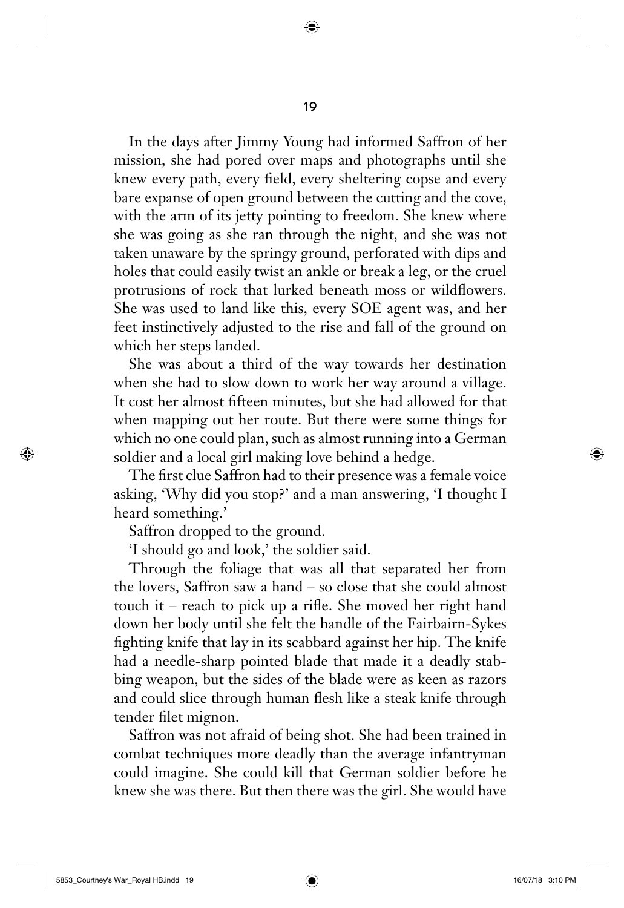In the days after Jimmy Young had informed Saffron of her mission, she had pored over maps and photographs until she knew every path, every field, every sheltering copse and every bare expanse of open ground between the cutting and the cove, with the arm of its jetty pointing to freedom. She knew where she was going as she ran through the night, and she was not taken unaware by the springy ground, perforated with dips and holes that could easily twist an ankle or break a leg, or the cruel protrusions of rock that lurked beneath moss or wildflowers. She was used to land like this, every SOE agent was, and her feet instinctively adjusted to the rise and fall of the ground on which her steps landed.

She was about a third of the way towards her destination when she had to slow down to work her way around a village. It cost her almost fifteen minutes, but she had allowed for that when mapping out her route. But there were some things for which no one could plan, such as almost running into a German soldier and a local girl making love behind a hedge.

The first clue Saffron had to their presence was a female voice asking, 'Why did you stop?' and a man answering, 'I thought I heard something.'

Saffron dropped to the ground.

'I should go and look,' the soldier said.

Through the foliage that was all that separated her from the lovers, Saffron saw a hand – so close that she could almost touch it – reach to pick up a rifle. She moved her right hand down her body until she felt the handle of the Fairbairn-Sykes fighting knife that lay in its scabbard against her hip. The knife had a needle-sharp pointed blade that made it a deadly stabbing weapon, but the sides of the blade were as keen as razors and could slice through human flesh like a steak knife through tender filet mignon.

Saffron was not afraid of being shot. She had been trained in combat techniques more deadly than the average infantryman could imagine. She could kill that German soldier before he knew she was there. But then there was the girl. She would have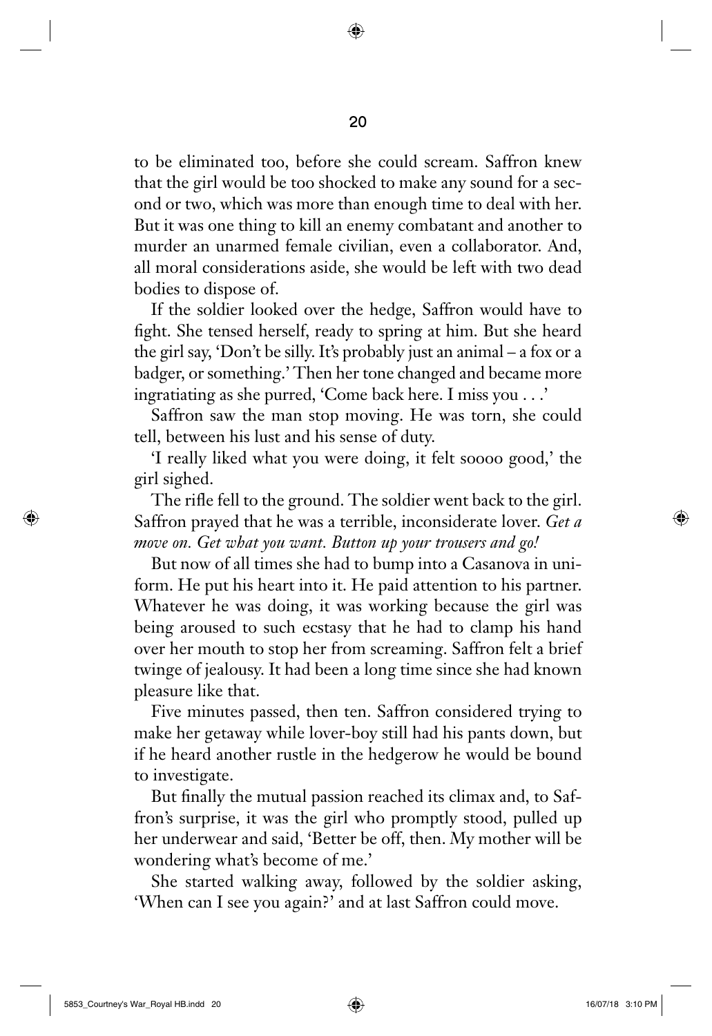to be eliminated too, before she could scream. Saffron knew that the girl would be too shocked to make any sound for a second or two, which was more than enough time to deal with her. But it was one thing to kill an enemy combatant and another to murder an unarmed female civilian, even a collaborator. And, all moral considerations aside, she would be left with two dead bodies to dispose of.

If the soldier looked over the hedge, Saffron would have to fight. She tensed herself, ready to spring at him. But she heard the girl say, 'Don't be silly. It's probably just an animal – a fox or a badger, or something.' Then her tone changed and became more ingratiating as she purred, 'Come back here. I miss you . . .'

Saffron saw the man stop moving. He was torn, she could tell, between his lust and his sense of duty.

'I really liked what you were doing, it felt soooo good,' the girl sighed.

The rifle fell to the ground. The soldier went back to the girl. Saffron prayed that he was a terrible, inconsiderate lover. *Get a move on. Get what you want. Button up your trousers and go!*

But now of all times she had to bump into a Casanova in uniform. He put his heart into it. He paid attention to his partner. Whatever he was doing, it was working because the girl was being aroused to such ecstasy that he had to clamp his hand over her mouth to stop her from screaming. Saffron felt a brief twinge of jealousy. It had been a long time since she had known pleasure like that.

Five minutes passed, then ten. Saffron considered trying to make her getaway while lover-boy still had his pants down, but if he heard another rustle in the hedgerow he would be bound to investigate.

But finally the mutual passion reached its climax and, to Saffron's surprise, it was the girl who promptly stood, pulled up her underwear and said, 'Better be off, then. My mother will be wondering what's become of me.'

She started walking away, followed by the soldier asking, 'When can I see you again?' and at last Saffron could move.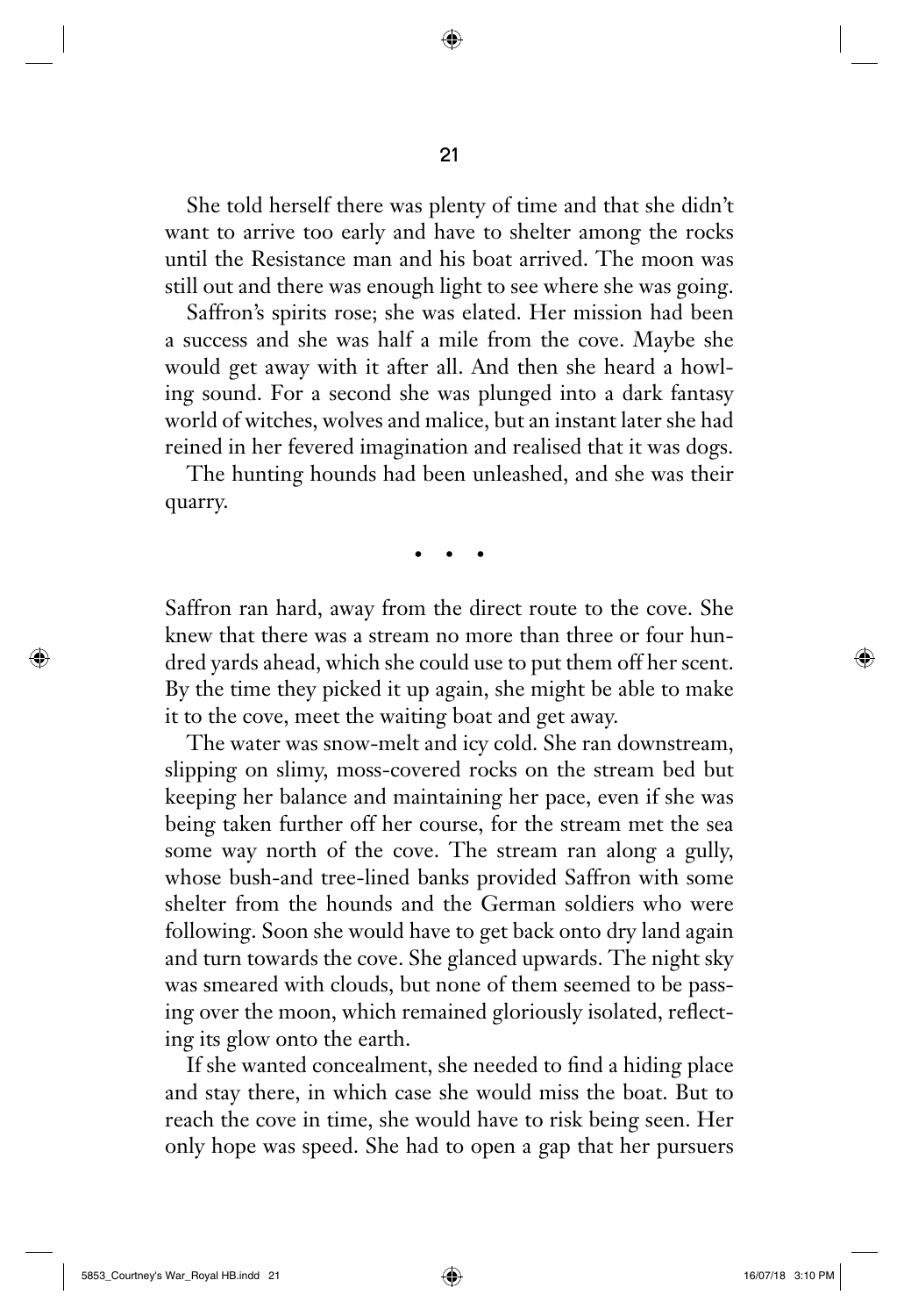She told herself there was plenty of time and that she didn't want to arrive too early and have to shelter among the rocks until the Resistance man and his boat arrived. The moon was still out and there was enough light to see where she was going.

Saffron's spirits rose; she was elated. Her mission had been a success and she was half a mile from the cove. Maybe she would get away with it after all. And then she heard a howling sound. For a second she was plunged into a dark fantasy world of witches, wolves and malice, but an instant later she had reined in her fevered imagination and realised that it was dogs.

The hunting hounds had been unleashed, and she was their quarry.

• • •

Saffron ran hard, away from the direct route to the cove. She knew that there was a stream no more than three or four hundred yards ahead, which she could use to put them off her scent. By the time they picked it up again, she might be able to make it to the cove, meet the waiting boat and get away.

The water was snow-melt and icy cold. She ran downstream, slipping on slimy, moss-covered rocks on the stream bed but keeping her balance and maintaining her pace, even if she was being taken further off her course, for the stream met the sea some way north of the cove. The stream ran along a gully, whose bush-and tree-lined banks provided Saffron with some shelter from the hounds and the German soldiers who were following. Soon she would have to get back onto dry land again and turn towards the cove. She glanced upwards. The night sky was smeared with clouds, but none of them seemed to be passing over the moon, which remained gloriously isolated, reflecting its glow onto the earth.

If she wanted concealment, she needed to find a hiding place and stay there, in which case she would miss the boat. But to reach the cove in time, she would have to risk being seen. Her only hope was speed. She had to open a gap that her pursuers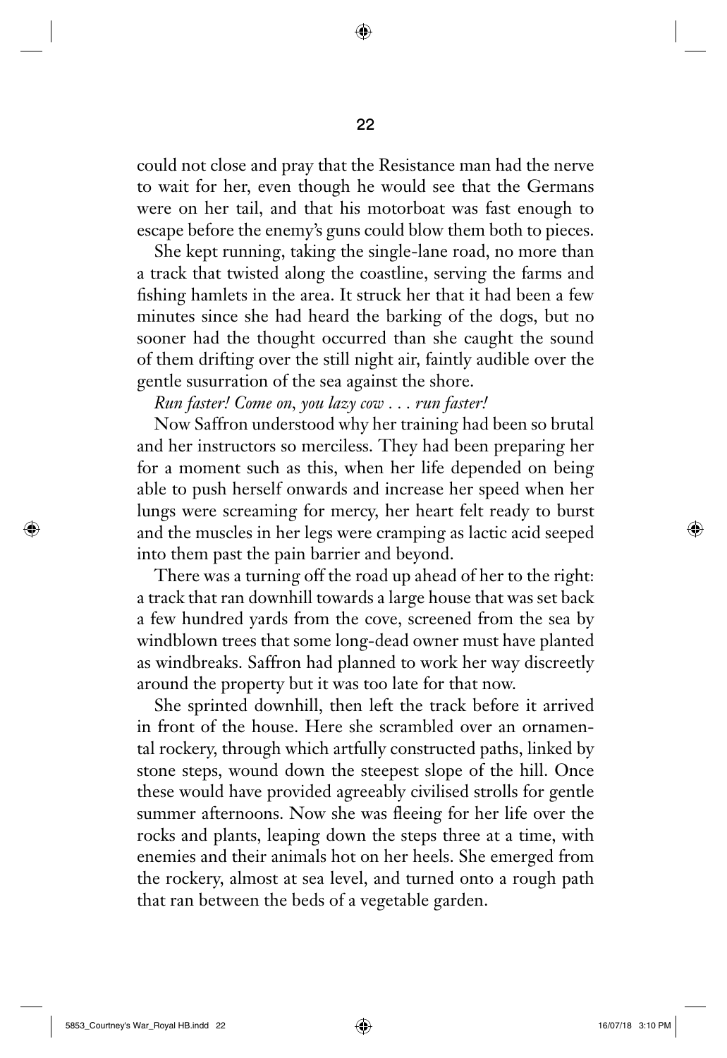could not close and pray that the Resistance man had the nerve to wait for her, even though he would see that the Germans were on her tail, and that his motorboat was fast enough to escape before the enemy's guns could blow them both to pieces.

She kept running, taking the single-lane road, no more than a track that twisted along the coastline, serving the farms and fishing hamlets in the area. It struck her that it had been a few minutes since she had heard the barking of the dogs, but no sooner had the thought occurred than she caught the sound of them drifting over the still night air, faintly audible over the gentle susurration of the sea against the shore.

*Run faster! Come on, you lazy cow . . . run faster!*

Now Saffron understood why her training had been so brutal and her instructors so merciless. They had been preparing her for a moment such as this, when her life depended on being able to push herself onwards and increase her speed when her lungs were screaming for mercy, her heart felt ready to burst and the muscles in her legs were cramping as lactic acid seeped into them past the pain barrier and beyond.

There was a turning off the road up ahead of her to the right: a track that ran downhill towards a large house that was set back a few hundred yards from the cove, screened from the sea by windblown trees that some long-dead owner must have planted as windbreaks. Saffron had planned to work her way discreetly around the property but it was too late for that now.

She sprinted downhill, then left the track before it arrived in front of the house. Here she scrambled over an ornamental rockery, through which artfully constructed paths, linked by stone steps, wound down the steepest slope of the hill. Once these would have provided agreeably civilised strolls for gentle summer afternoons. Now she was fleeing for her life over the rocks and plants, leaping down the steps three at a time, with enemies and their animals hot on her heels. She emerged from the rockery, almost at sea level, and turned onto a rough path that ran between the beds of a vegetable garden.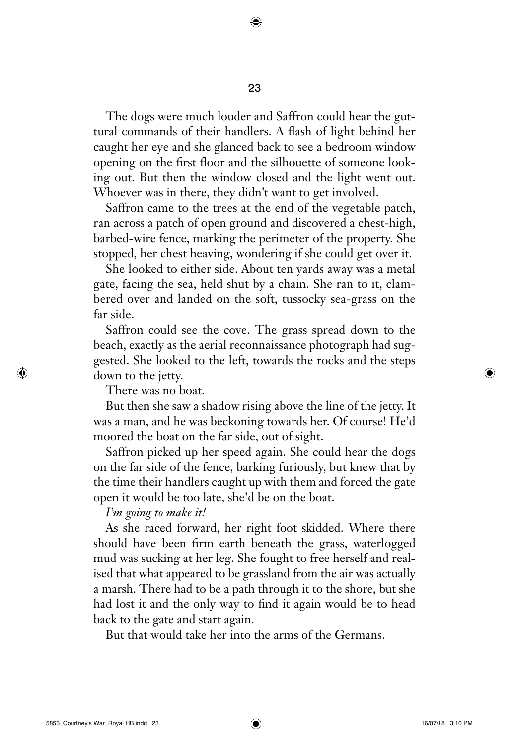The dogs were much louder and Saffron could hear the guttural commands of their handlers. A flash of light behind her caught her eye and she glanced back to see a bedroom window opening on the first floor and the silhouette of someone looking out. But then the window closed and the light went out. Whoever was in there, they didn't want to get involved.

Saffron came to the trees at the end of the vegetable patch, ran across a patch of open ground and discovered a chest-high, barbed-wire fence, marking the perimeter of the property. She stopped, her chest heaving, wondering if she could get over it.

She looked to either side. About ten yards away was a metal gate, facing the sea, held shut by a chain. She ran to it, clambered over and landed on the soft, tussocky sea-grass on the far side.

Saffron could see the cove. The grass spread down to the beach, exactly as the aerial reconnaissance photograph had suggested. She looked to the left, towards the rocks and the steps down to the jetty.

There was no boat.

But then she saw a shadow rising above the line of the jetty. It was a man, and he was beckoning towards her. Of course! He'd moored the boat on the far side, out of sight.

Saffron picked up her speed again. She could hear the dogs on the far side of the fence, barking furiously, but knew that by the time their handlers caught up with them and forced the gate open it would be too late, she'd be on the boat.

*I'm going to make it!*

As she raced forward, her right foot skidded. Where there should have been firm earth beneath the grass, waterlogged mud was sucking at her leg. She fought to free herself and realised that what appeared to be grassland from the air was actually a marsh. There had to be a path through it to the shore, but she had lost it and the only way to find it again would be to head back to the gate and start again.

But that would take her into the arms of the Germans.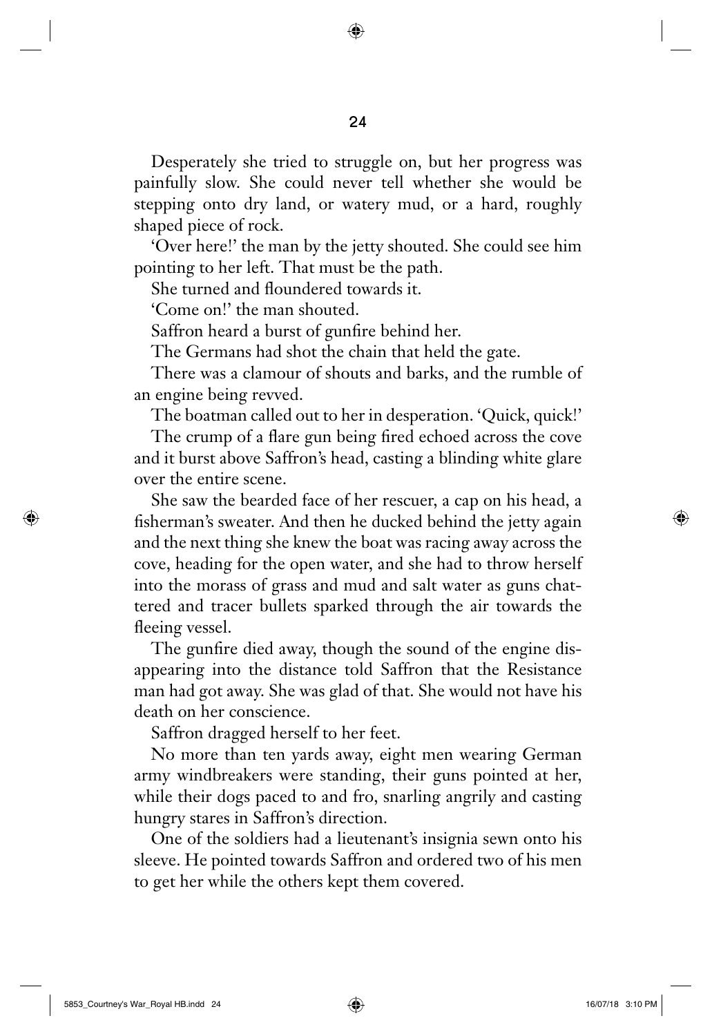Desperately she tried to struggle on, but her progress was painfully slow. She could never tell whether she would be stepping onto dry land, or watery mud, or a hard, roughly shaped piece of rock.

'Over here!' the man by the jetty shouted. She could see him pointing to her left. That must be the path.

She turned and floundered towards it.

'Come on!' the man shouted.

Saffron heard a burst of gunfire behind her.

The Germans had shot the chain that held the gate.

There was a clamour of shouts and barks, and the rumble of an engine being revved.

The boatman called out to her in desperation. 'Quick, quick!'

The crump of a flare gun being fired echoed across the cove and it burst above Saffron's head, casting a blinding white glare over the entire scene.

She saw the bearded face of her rescuer, a cap on his head, a fisherman's sweater. And then he ducked behind the jetty again and the next thing she knew the boat was racing away across the cove, heading for the open water, and she had to throw herself into the morass of grass and mud and salt water as guns chattered and tracer bullets sparked through the air towards the fleeing vessel.

The gunfire died away, though the sound of the engine disappearing into the distance told Saffron that the Resistance man had got away. She was glad of that. She would not have his death on her conscience.

Saffron dragged herself to her feet.

No more than ten yards away, eight men wearing German army windbreakers were standing, their guns pointed at her, while their dogs paced to and fro, snarling angrily and casting hungry stares in Saffron's direction.

One of the soldiers had a lieutenant's insignia sewn onto his sleeve. He pointed towards Saffron and ordered two of his men to get her while the others kept them covered.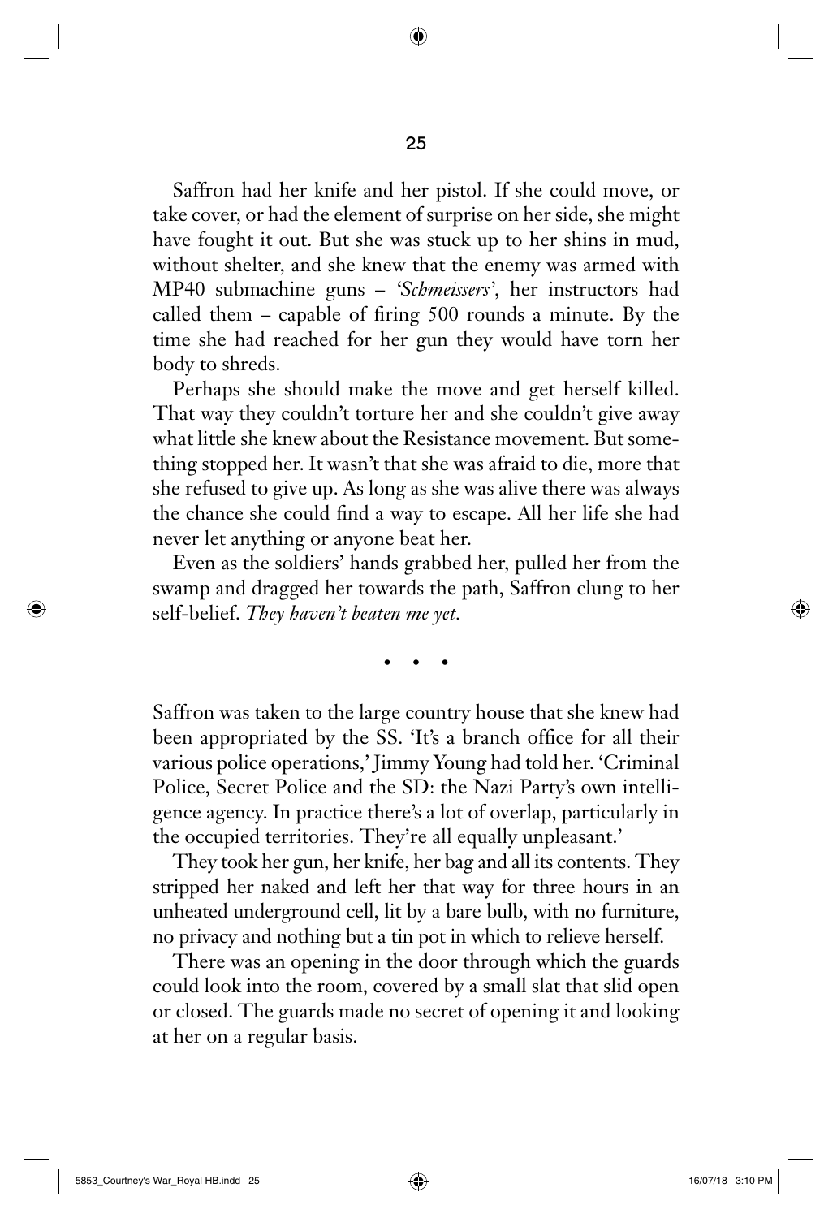Saffron had her knife and her pistol. If she could move, or take cover, or had the element of surprise on her side, she might have fought it out. But she was stuck up to her shins in mud, without shelter, and she knew that the enemy was armed with MP40 submachine guns – '*Schmeissers*', her instructors had called them – capable of firing 500 rounds a minute. By the time she had reached for her gun they would have torn her body to shreds.

Perhaps she should make the move and get herself killed. That way they couldn't torture her and she couldn't give away what little she knew about the Resistance movement. But something stopped her. It wasn't that she was afraid to die, more that she refused to give up. As long as she was alive there was always the chance she could find a way to escape. All her life she had never let anything or anyone beat her.

Even as the soldiers' hands grabbed her, pulled her from the swamp and dragged her towards the path, Saffron clung to her self-belief. *They haven't beaten me yet.*

• • •

Saffron was taken to the large country house that she knew had been appropriated by the SS. 'It's a branch office for all their various police operations,' Jimmy Young had told her. 'Criminal Police, Secret Police and the SD: the Nazi Party's own intelligence agency. In practice there's a lot of overlap, particularly in the occupied territories. They're all equally unpleasant.'

They took her gun, her knife, her bag and all its contents. They stripped her naked and left her that way for three hours in an unheated underground cell, lit by a bare bulb, with no furniture, no privacy and nothing but a tin pot in which to relieve herself.

There was an opening in the door through which the guards could look into the room, covered by a small slat that slid open or closed. The guards made no secret of opening it and looking at her on a regular basis.